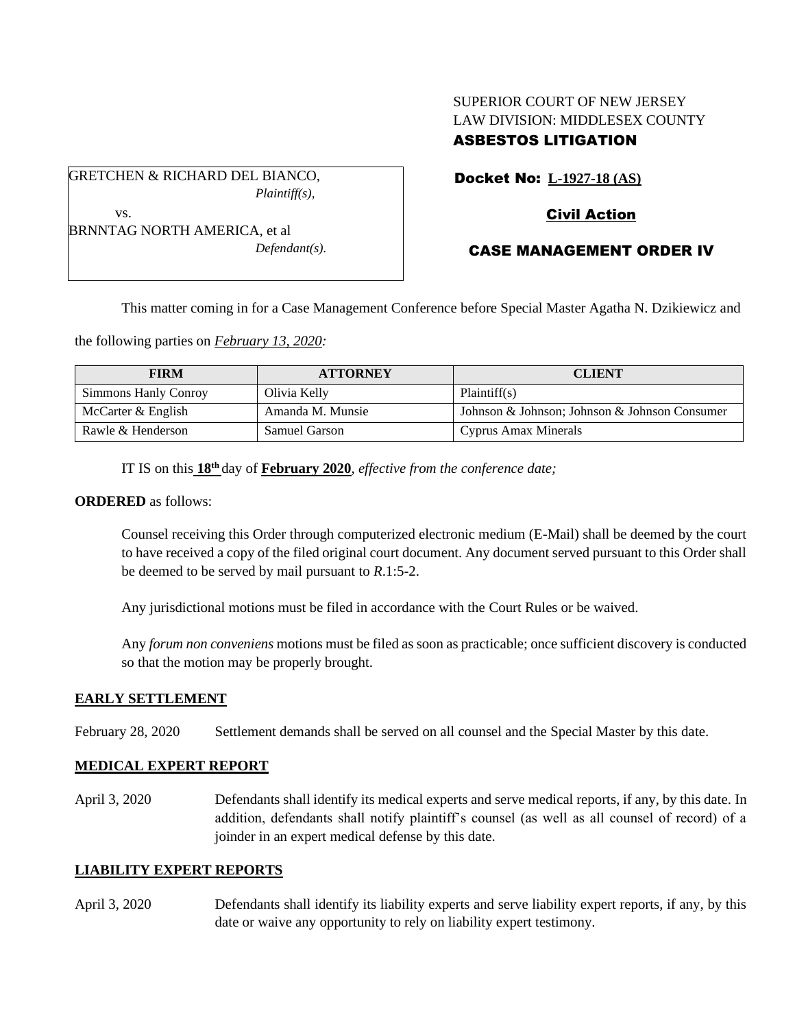SUPERIOR COURT OF NEW JERSEY
LAW DIVISION: MIDDLESEX COUNTY
**ASBESTOS LITIGATION**

GRETCHEN & RICHARD DEL BIANCO,
*Plaintiff(s),*
vs.
BRNNTAG NORTH AMERICA, et al
*Defendant(s).*

**Docket No: L-1927-18 (AS)**

**Civil Action**

**CASE MANAGEMENT ORDER IV**

This matter coming in for a Case Management Conference before Special Master Agatha N. Dzikiewicz and the following parties on *February 13, 2020:*

| FIRM | ATTORNEY | CLIENT |
|---|---|---|
| Simmons Hanly Conroy | Olivia Kelly | Plaintiff(s) |
| McCarter & English | Amanda M. Munsie | Johnson & Johnson; Johnson & Johnson Consumer |
| Rawle & Henderson | Samuel Garson | Cyprus Amax Minerals |

IT IS on this **18th** day of **February 2020**, *effective from the conference date;*

**ORDERED** as follows:

Counsel receiving this Order through computerized electronic medium (E-Mail) shall be deemed by the court to have received a copy of the filed original court document. Any document served pursuant to this Order shall be deemed to be served by mail pursuant to *R*.1:5-2.

Any jurisdictional motions must be filed in accordance with the Court Rules or be waived.

Any *forum non conveniens* motions must be filed as soon as practicable; once sufficient discovery is conducted so that the motion may be properly brought.

**EARLY SETTLEMENT**

February 28, 2020 Settlement demands shall be served on all counsel and the Special Master by this date.

**MEDICAL EXPERT REPORT**

April 3, 2020 Defendants shall identify its medical experts and serve medical reports, if any, by this date. In addition, defendants shall notify plaintiff's counsel (as well as all counsel of record) of a joinder in an expert medical defense by this date.

**LIABILITY EXPERT REPORTS**

April 3, 2020 Defendants shall identify its liability experts and serve liability expert reports, if any, by this date or waive any opportunity to rely on liability expert testimony.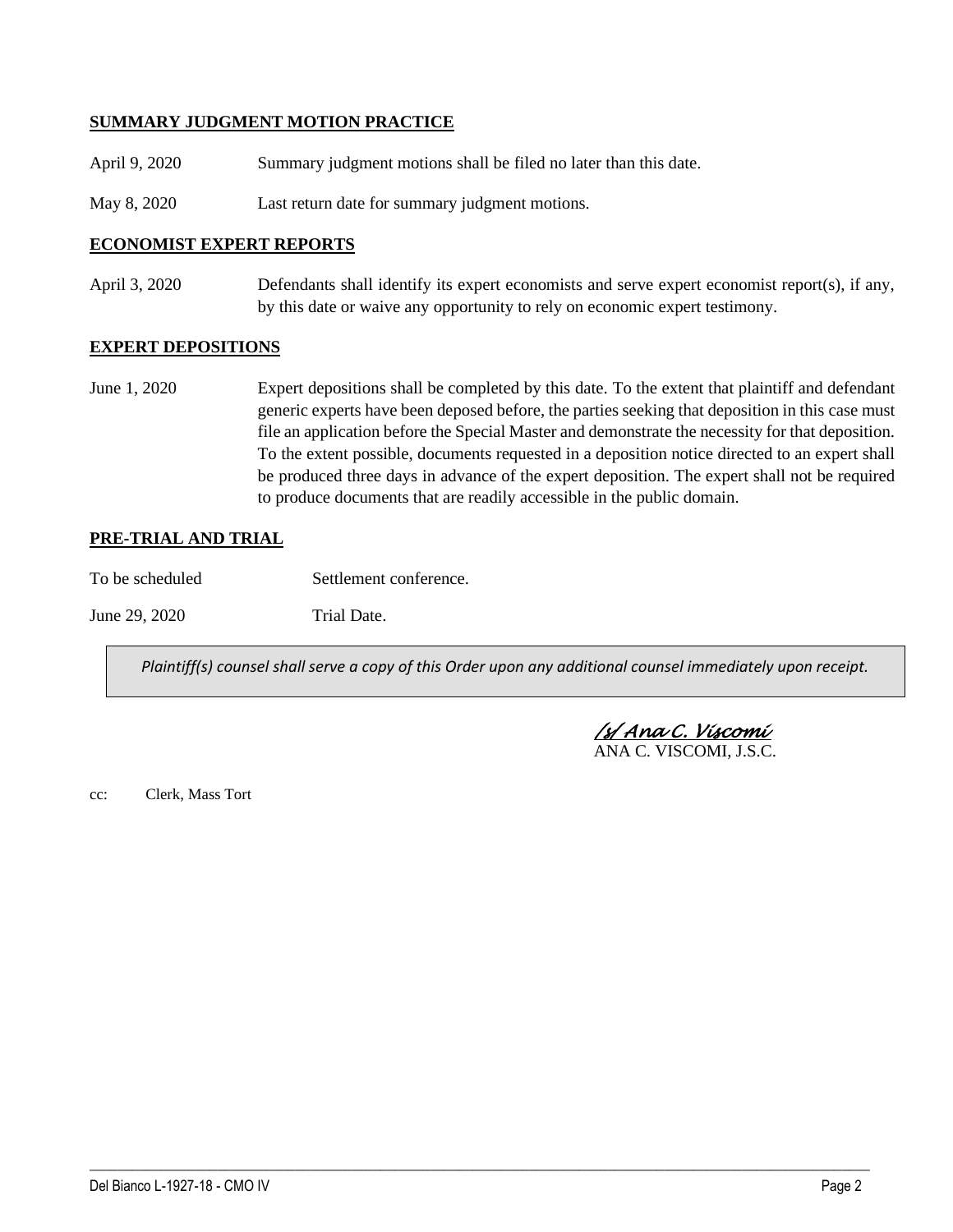**SUMMARY JUDGMENT MOTION PRACTICE**

| | |
|---|---|
| April 9, 2020 | Summary judgment motions shall be filed no later than this date. |
| May 8, 2020 | Last return date for summary judgment motions. |

**ECONOMIST EXPERT REPORTS**

| | |
|---|---|
| April 3, 2020 | Defendants shall identify its expert economists and serve expert economist report(s), if any, by this date or waive any opportunity to rely on economic expert testimony. |

**EXPERT DEPOSITIONS**

| | |
|---|---|
| June 1, 2020 | Expert depositions shall be completed by this date. To the extent that plaintiff and defendant generic experts have been deposed before, the parties seeking that deposition in this case must file an application before the Special Master and demonstrate the necessity for that deposition. To the extent possible, documents requested in a deposition notice directed to an expert shall be produced three days in advance of the expert deposition. The expert shall not be required to produce documents that are readily accessible in the public domain. |

**PRE-TRIAL AND TRIAL**

| | |
|---|---|
| To be scheduled | Settlement conference. |
| June 29, 2020 | Trial Date. |

*Plaintiff(s) counsel shall serve a copy of this Order upon any additional counsel immediately upon receipt.*

*/s/ Ana C. Viscomi*
ANA C. VISCOMI, J.S.C.

cc: Clerk, Mass Tort